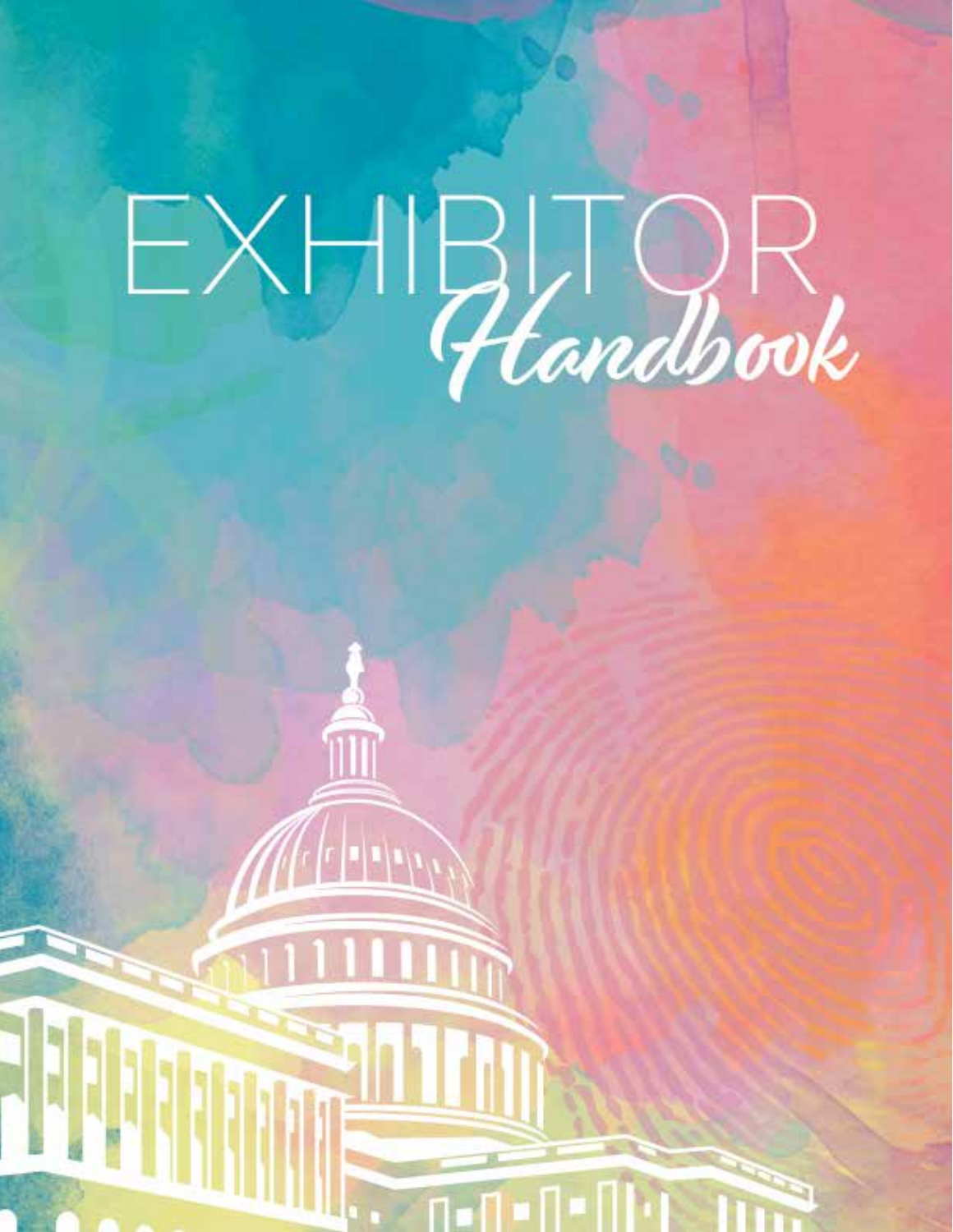# EXHIBITOR *Handbook*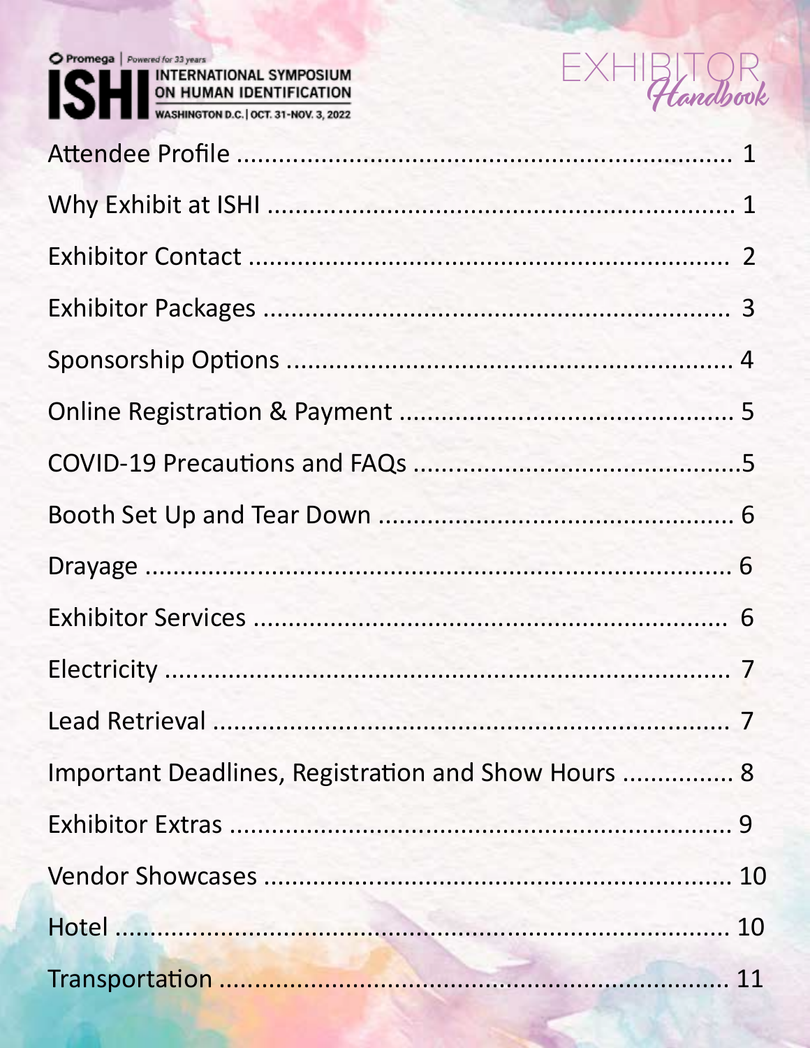Promega | Powered for 33 years

# ISHI INTERNATIONAL SYMPOSIUM ON HUMAN IDENTIFICATION

WASHINGTON D.C. | OCT. 31-NOV. 3, 2022

# EXHIBITOR *Handbook*

Attendee Profile .......................................................... 1

Why Exhibit at ISHI ...................................................... 1

Exhibitor Contact ........................................................ 2

Exhibitor Packages ...................................................... 3

Sponsorship Options ................................................... 4

Online Registration & Payment .................................. 5

COVID-19 Precautions and FAQs .................................5

Booth Set Up and Tear Down ...................................... 6

Drayage ...................................................................... 6

Exhibitor Services ....................................................... 6

Electricity .................................................................... 7

Lead Retrieval ............................................................. 7

Important Deadlines, Registration and Show Hours ............... 8

Exhibitor Extras .......................................................... 9

Vendor Showcases ...................................................... 10

Hotel ........................................................................... 10

Transportation ............................................................ 11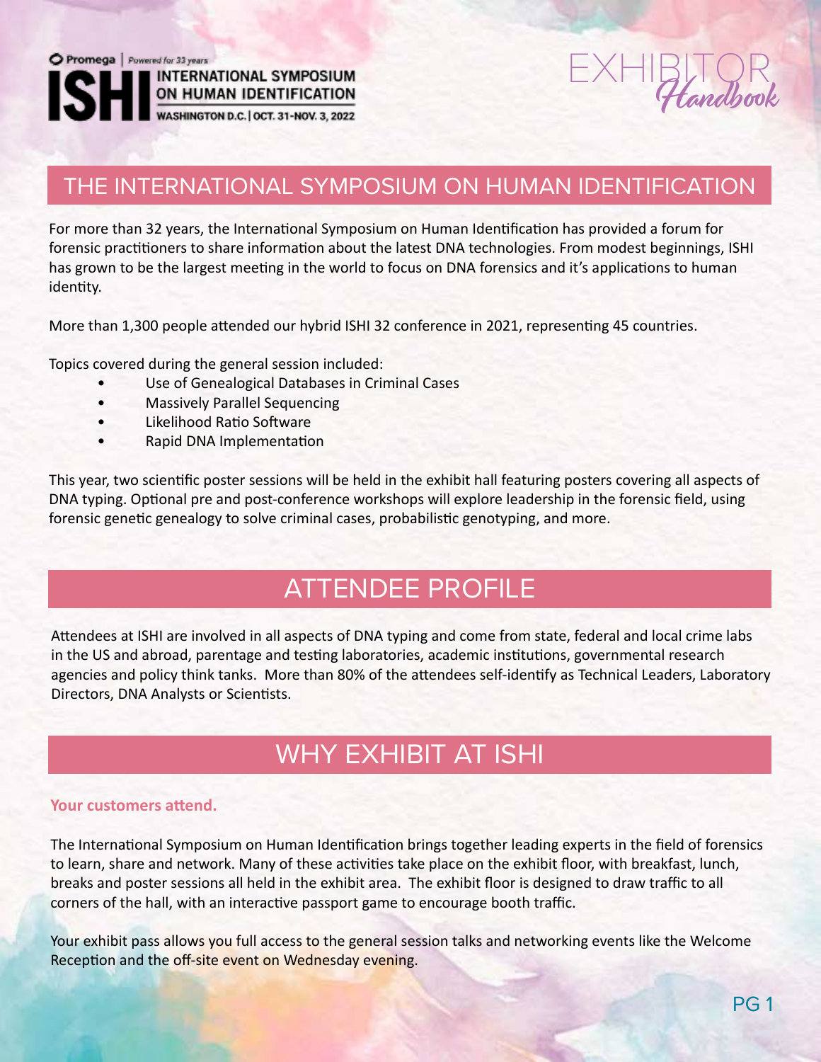Promega | Powered for 33 years

# ISHI INTERNATIONAL SYMPOSIUM ON HUMAN IDENTIFICATION

WASHINGTON D.C. | OCT. 31-NOV. 3, 2022

EXHIBITOR *Handbook*

## THE INTERNATIONAL SYMPOSIUM ON HUMAN IDENTIFICATION

For more than 32 years, the International Symposium on Human Identification has provided a forum for forensic practitioners to share information about the latest DNA technologies. From modest beginnings, ISHI has grown to be the largest meeting in the world to focus on DNA forensics and it's applications to human identity.

More than 1,300 people attended our hybrid ISHI 32 conference in 2021, representing 45 countries.

Topics covered during the general session included:

- Use of Genealogical Databases in Criminal Cases
- Massively Parallel Sequencing
- Likelihood Ratio Software
- Rapid DNA Implementation

This year, two scientific poster sessions will be held in the exhibit hall featuring posters covering all aspects of DNA typing. Optional pre and post-conference workshops will explore leadership in the forensic field, using forensic genetic genealogy to solve criminal cases, probabilistic genotyping, and more.

## ATTENDEE PROFILE

Attendees at ISHI are involved in all aspects of DNA typing and come from state, federal and local crime labs in the US and abroad, parentage and testing laboratories, academic institutions, governmental research agencies and policy think tanks. More than 80% of the attendees self-identify as Technical Leaders, Laboratory Directors, DNA Analysts or Scientists.

## WHY EXHIBIT AT ISHI

**Your customers attend.**

The International Symposium on Human Identification brings together leading experts in the field of forensics to learn, share and network. Many of these activities take place on the exhibit floor, with breakfast, lunch, breaks and poster sessions all held in the exhibit area. The exhibit floor is designed to draw traffic to all corners of the hall, with an interactive passport game to encourage booth traffic.

Your exhibit pass allows you full access to the general session talks and networking events like the Welcome Reception and the off-site event on Wednesday evening.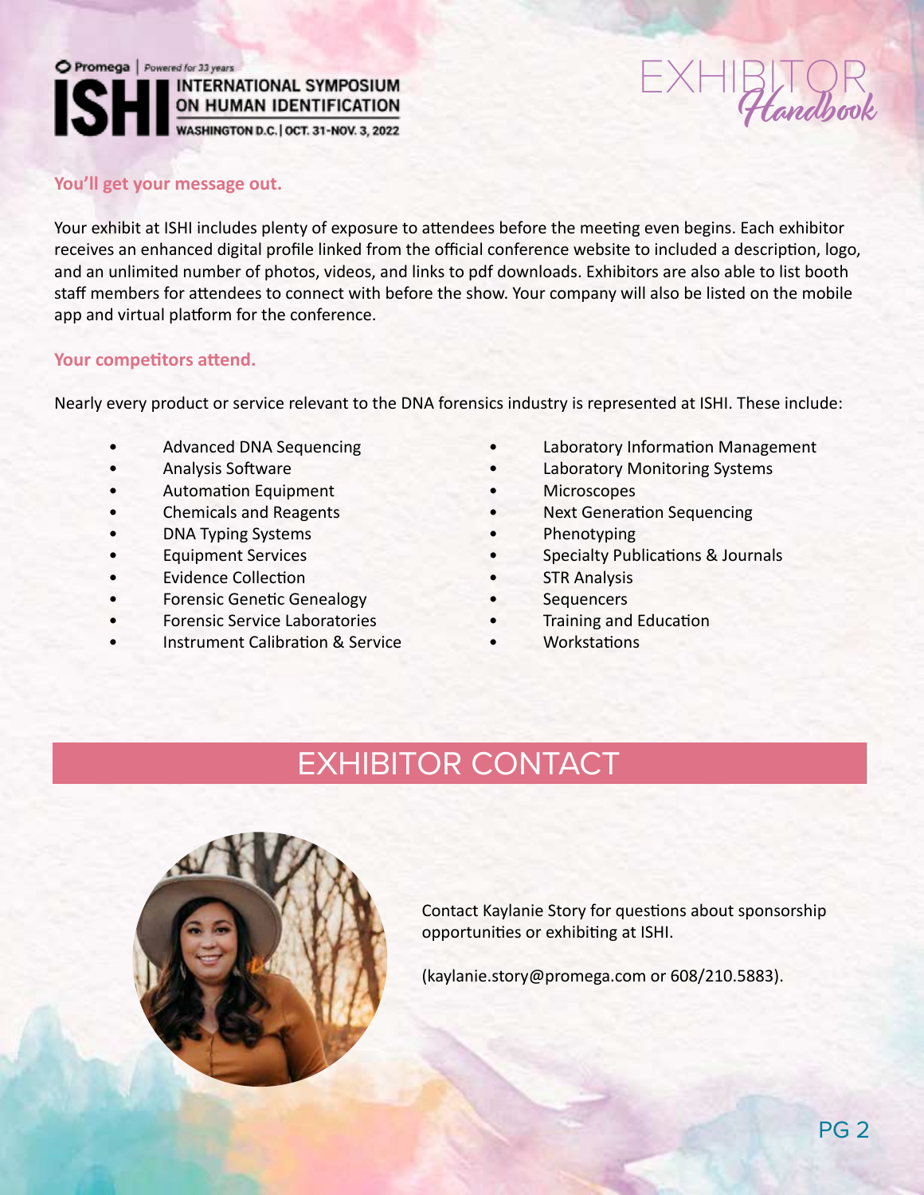**You'll get your message out.**

Your exhibit at ISHI includes plenty of exposure to attendees before the meeting even begins. Each exhibitor receives an enhanced digital profile linked from the official conference website to included a description, logo, and an unlimited number of photos, videos, and links to pdf downloads. Exhibitors are also able to list booth staff members for attendees to connect with before the show. Your company will also be listed on the mobile app and virtual platform for the conference.

**Your competitors attend.**

Nearly every product or service relevant to the DNA forensics industry is represented at ISHI. These include:

- Advanced DNA Sequencing
- Analysis Software
- Automation Equipment
- Chemicals and Reagents
- DNA Typing Systems
- Equipment Services
- Evidence Collection
- Forensic Genetic Genealogy
- Forensic Service Laboratories
- Instrument Calibration & Service
- Laboratory Information Management
- Laboratory Monitoring Systems
- Microscopes
- Next Generation Sequencing
- Phenotyping
- Specialty Publications & Journals
- STR Analysis
- Sequencers
- Training and Education
- Workstations

## EXHIBITOR CONTACT

Contact Kaylanie Story for questions about sponsorship opportunities or exhibiting at ISHI.

(kaylanie.story@promega.com or 608/210.5883).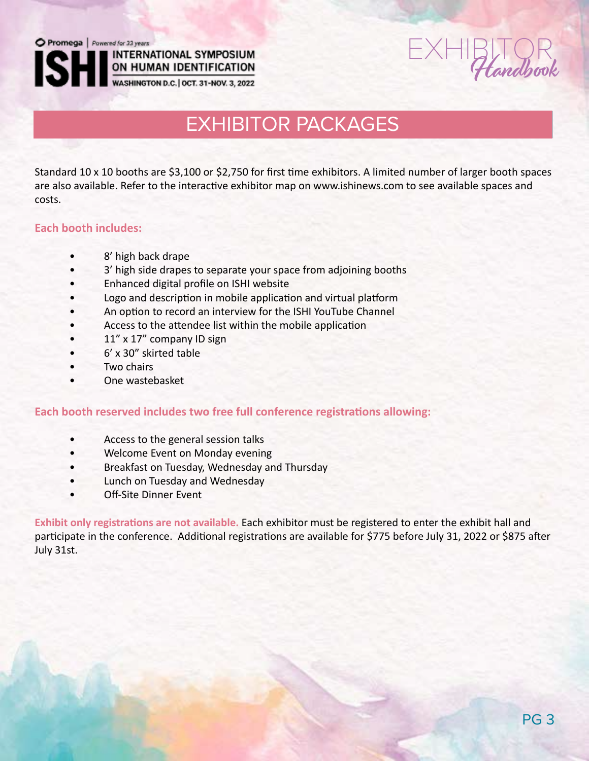# EXHIBITOR PACKAGES

Standard 10 x 10 booths are $3,100 or $2,750 for first time exhibitors. A limited number of larger booth spaces are also available. Refer to the interactive exhibitor map on www.ishinews.com to see available spaces and costs.

**Each booth includes:**

- 8' high back drape
- 3' high side drapes to separate your space from adjoining booths
- Enhanced digital profile on ISHI website
- Logo and description in mobile application and virtual platform
- An option to record an interview for the ISHI YouTube Channel
- Access to the attendee list within the mobile application
- 11" x 17" company ID sign
- 6' x 30" skirted table
- Two chairs
- One wastebasket

**Each booth reserved includes two free full conference registrations allowing:**

- Access to the general session talks
- Welcome Event on Monday evening
- Breakfast on Tuesday, Wednesday and Thursday
- Lunch on Tuesday and Wednesday
- Off-Site Dinner Event

**Exhibit only registrations are not available.** Each exhibitor must be registered to enter the exhibit hall and participate in the conference. Additional registrations are available for $775 before July 31, 2022 or $875 after July 31st.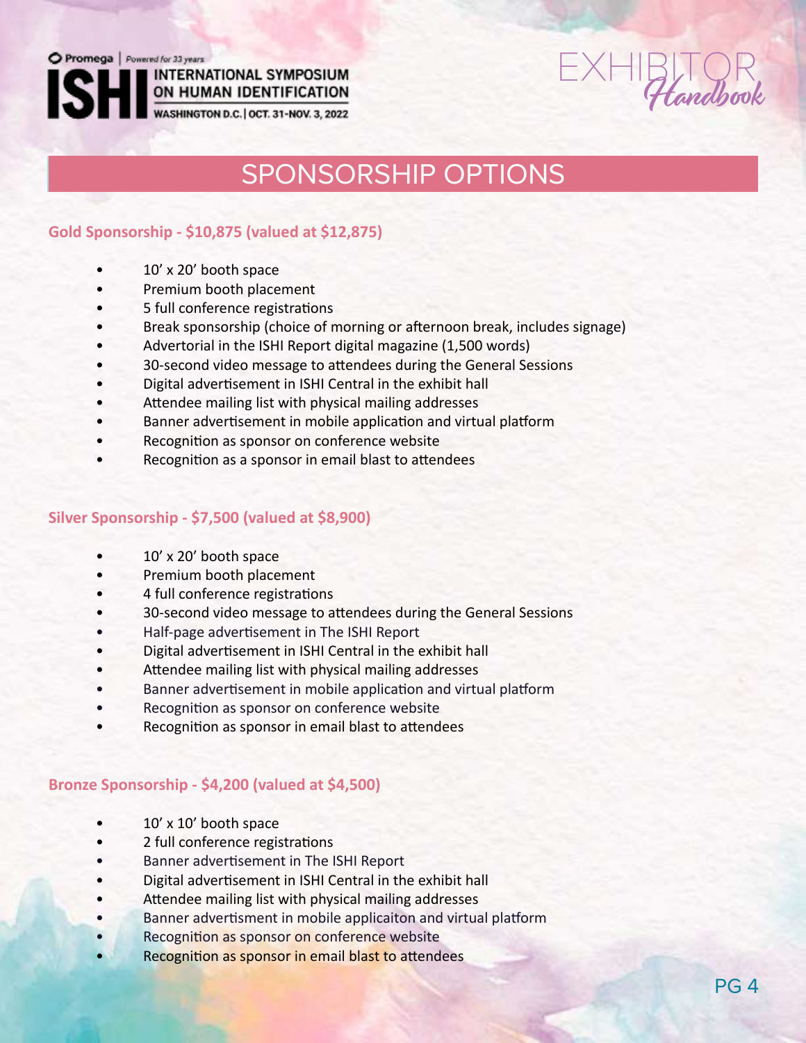# SPONSORSHIP OPTIONS

## Gold Sponsorship - $10,875 (valued at $12,875)

- 10' x 20' booth space
- Premium booth placement
- 5 full conference registrations
- Break sponsorship (choice of morning or afternoon break, includes signage)
- Advertorial in the ISHI Report digital magazine (1,500 words)
- 30-second video message to attendees during the General Sessions
- Digital advertisement in ISHI Central in the exhibit hall
- Attendee mailing list with physical mailing addresses
- Banner advertisement in mobile application and virtual platform
- Recognition as sponsor on conference website
- Recognition as a sponsor in email blast to attendees

## Silver Sponsorship - $7,500 (valued at $8,900)

- 10' x 20' booth space
- Premium booth placement
- 4 full conference registrations
- 30-second video message to attendees during the General Sessions
- Half-page advertisement in The ISHI Report
- Digital advertisement in ISHI Central in the exhibit hall
- Attendee mailing list with physical mailing addresses
- Banner advertisement in mobile application and virtual platform
- Recognition as sponsor on conference website
- Recognition as sponsor in email blast to attendees

## Bronze Sponsorship - $4,200 (valued at $4,500)

- 10' x 10' booth space
- 2 full conference registrations
- Banner advertisement in The ISHI Report
- Digital advertisement in ISHI Central in the exhibit hall
- Attendee mailing list with physical mailing addresses
- Banner advertisment in mobile applicaiton and virtual platform
- Recognition as sponsor on conference website
- Recognition as sponsor in email blast to attendees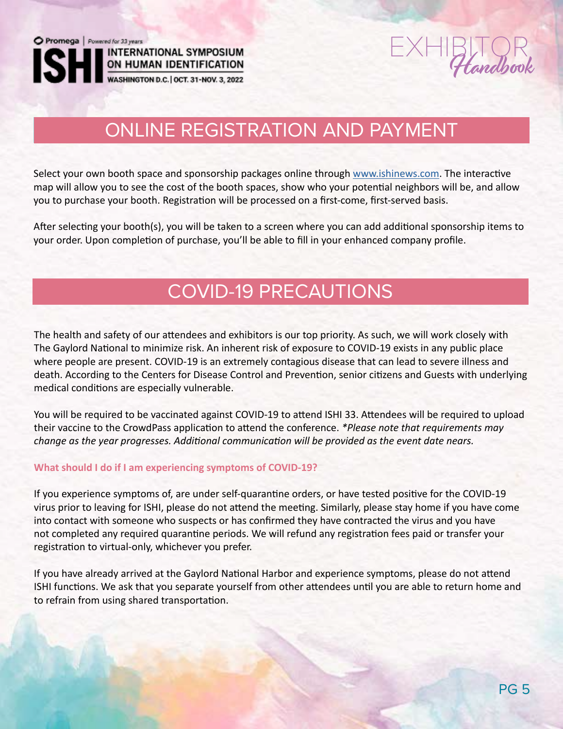## ONLINE REGISTRATION AND PAYMENT

Select your own booth space and sponsorship packages online through [www.ishinews.com](http://www.ishinews.com). The interactive map will allow you to see the cost of the booth spaces, show who your potential neighbors will be, and allow you to purchase your booth. Registration will be processed on a first-come, first-served basis.

After selecting your booth(s), you will be taken to a screen where you can add additional sponsorship items to your order. Upon completion of purchase, you'll be able to fill in your enhanced company profile.

## COVID-19 PRECAUTIONS

The health and safety of our attendees and exhibitors is our top priority. As such, we will work closely with The Gaylord National to minimize risk. An inherent risk of exposure to COVID-19 exists in any public place where people are present. COVID-19 is an extremely contagious disease that can lead to severe illness and death. According to the Centers for Disease Control and Prevention, senior citizens and Guests with underlying medical conditions are especially vulnerable.

You will be required to be vaccinated against COVID-19 to attend ISHI 33. Attendees will be required to upload their vaccine to the CrowdPass application to attend the conference. *\*Please note that requirements may change as the year progresses. Additional communication will be provided as the event date nears.*

### What should I do if I am experiencing symptoms of COVID-19?

If you experience symptoms of, are under self-quarantine orders, or have tested positive for the COVID-19 virus prior to leaving for ISHI, please do not attend the meeting. Similarly, please stay home if you have come into contact with someone who suspects or has confirmed they have contracted the virus and you have not completed any required quarantine periods. We will refund any registration fees paid or transfer your registration to virtual-only, whichever you prefer.

If you have already arrived at the Gaylord National Harbor and experience symptoms, please do not attend ISHI functions. We ask that you separate yourself from other attendees until you are able to return home and to refrain from using shared transportation.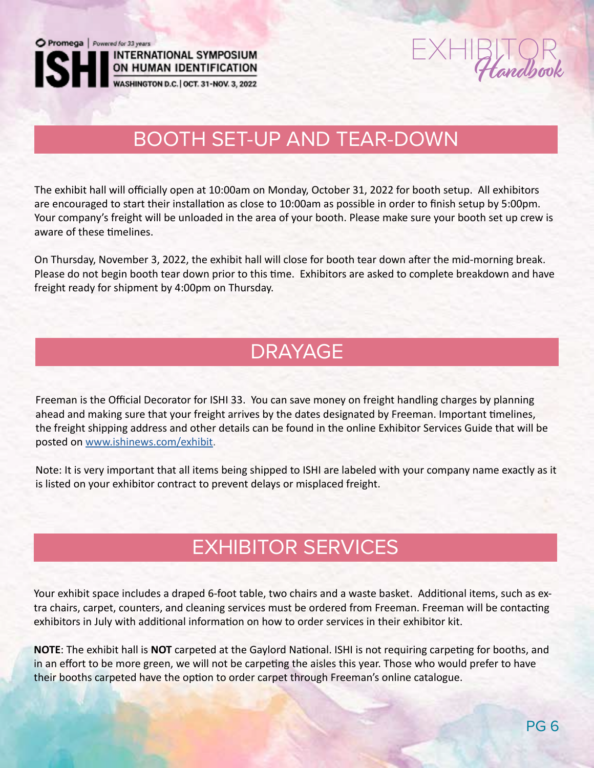## BOOTH SET-UP AND TEAR-DOWN

The exhibit hall will officially open at 10:00am on Monday, October 31, 2022 for booth setup. All exhibitors are encouraged to start their installation as close to 10:00am as possible in order to finish setup by 5:00pm. Your company's freight will be unloaded in the area of your booth. Please make sure your booth set up crew is aware of these timelines.

On Thursday, November 3, 2022, the exhibit hall will close for booth tear down after the mid-morning break. Please do not begin booth tear down prior to this time. Exhibitors are asked to complete breakdown and have freight ready for shipment by 4:00pm on Thursday.

## DRAYAGE

Freeman is the Official Decorator for ISHI 33. You can save money on freight handling charges by planning ahead and making sure that your freight arrives by the dates designated by Freeman. Important timelines, the freight shipping address and other details can be found in the online Exhibitor Services Guide that will be posted on [www.ishinews.com/exhibit](http://www.ishinews.com/exhibit).

Note: It is very important that all items being shipped to ISHI are labeled with your company name exactly as it is listed on your exhibitor contract to prevent delays or misplaced freight.

## EXHIBITOR SERVICES

Your exhibit space includes a draped 6-foot table, two chairs and a waste basket. Additional items, such as extra chairs, carpet, counters, and cleaning services must be ordered from Freeman. Freeman will be contacting exhibitors in July with additional information on how to order services in their exhibitor kit.

**NOTE**: The exhibit hall is **NOT** carpeted at the Gaylord National. ISHI is not requiring carpeting for booths, and in an effort to be more green, we will not be carpeting the aisles this year. Those who would prefer to have their booths carpeted have the option to order carpet through Freeman's online catalogue.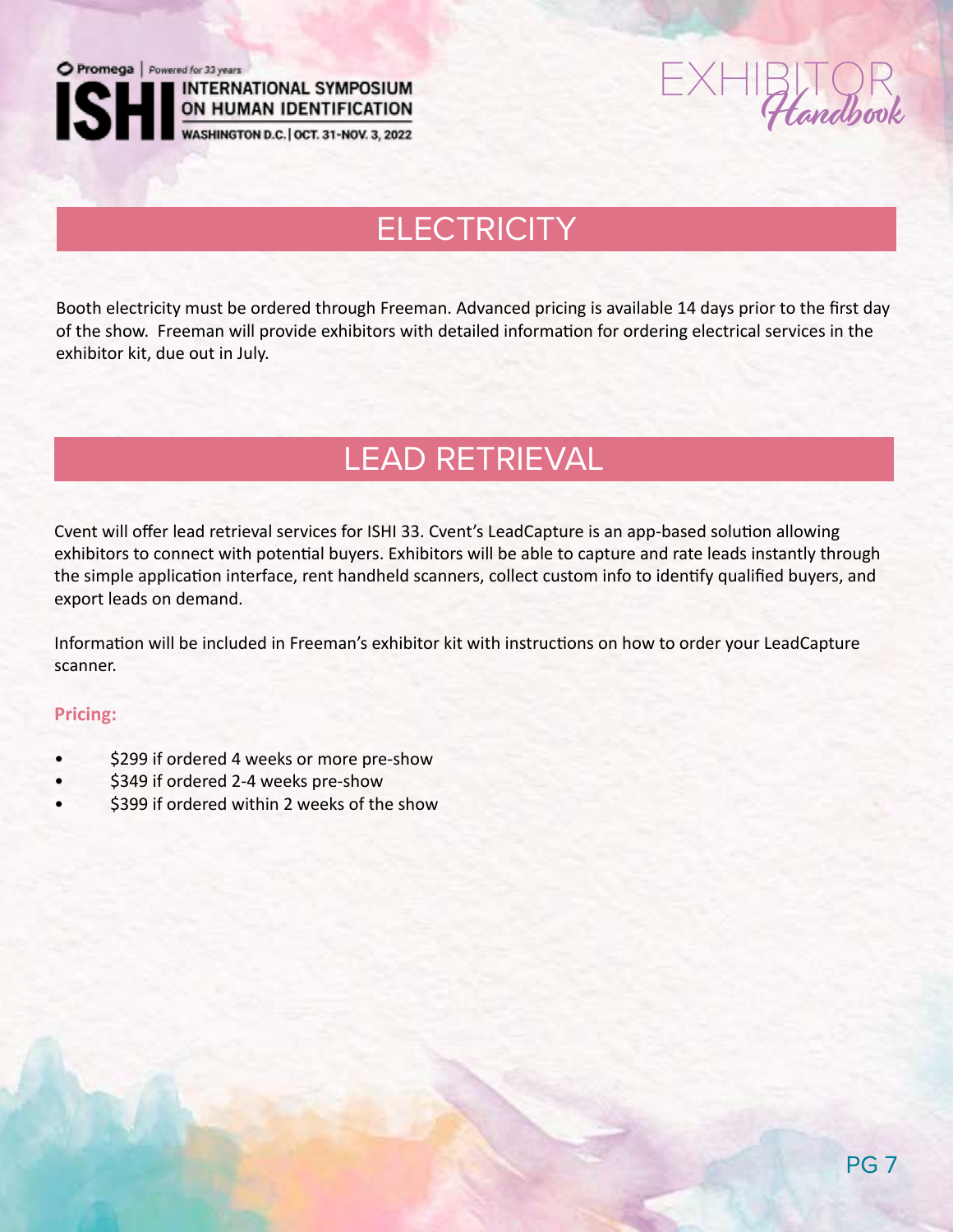## ELECTRICITY

Booth electricity must be ordered through Freeman. Advanced pricing is available 14 days prior to the first day of the show. Freeman will provide exhibitors with detailed information for ordering electrical services in the exhibitor kit, due out in July.

## LEAD RETRIEVAL

Cvent will offer lead retrieval services for ISHI 33. Cvent's LeadCapture is an app-based solution allowing exhibitors to connect with potential buyers. Exhibitors will be able to capture and rate leads instantly through the simple application interface, rent handheld scanners, collect custom info to identify qualified buyers, and export leads on demand.

Information will be included in Freeman's exhibitor kit with instructions on how to order your LeadCapture scanner.

**Pricing:**

- $299 if ordered 4 weeks or more pre-show
- $349 if ordered 2-4 weeks pre-show
- $399 if ordered within 2 weeks of the show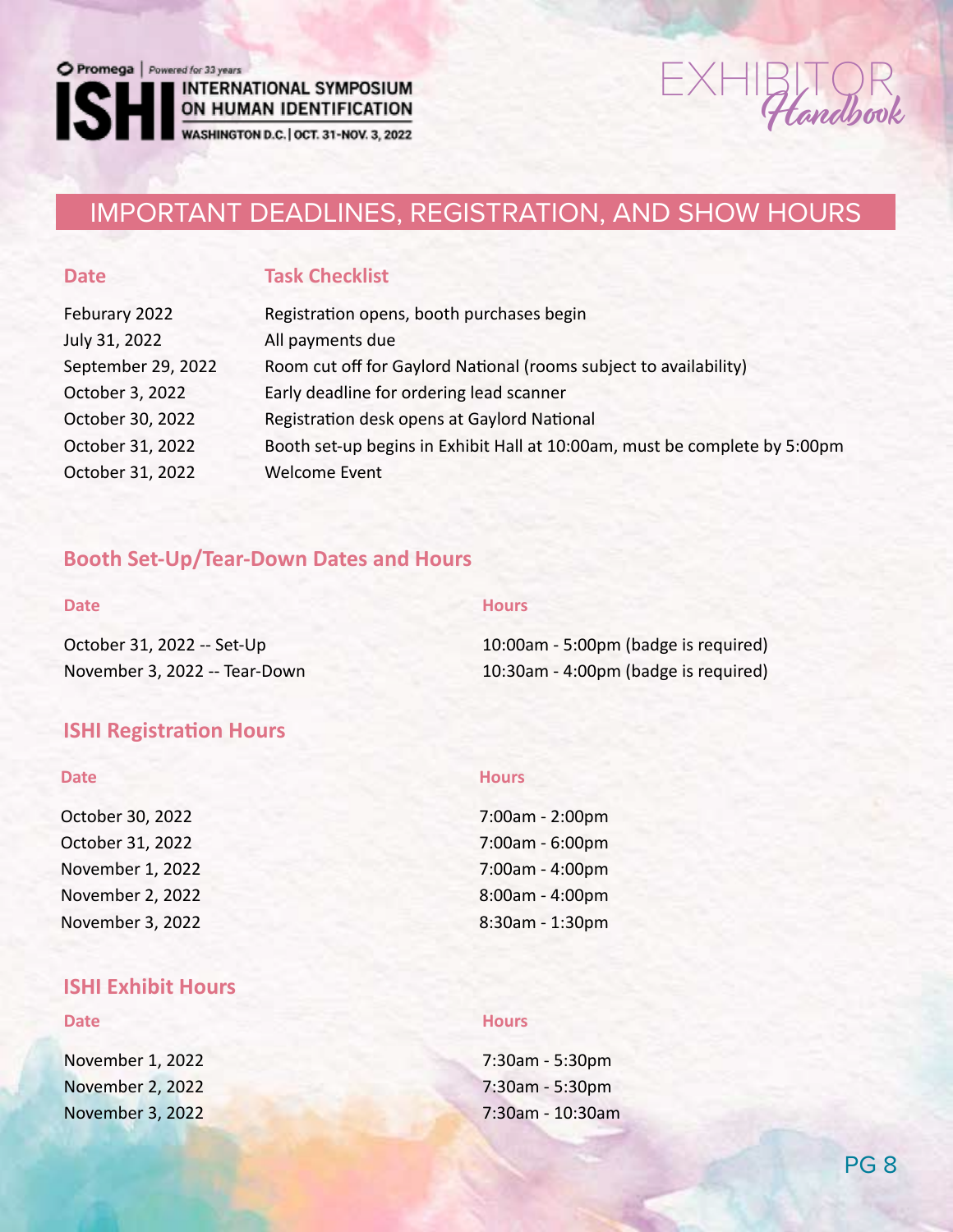## IMPORTANT DEADLINES, REGISTRATION, AND SHOW HOURS

| Date | Task Checklist |
| --- | --- |
| Feburary 2022 | Registration opens, booth purchases begin |
| July 31, 2022 | All payments due |
| September 29, 2022 | Room cut off for Gaylord National (rooms subject to availability) |
| October 3, 2022 | Early deadline for ordering lead scanner |
| October 30, 2022 | Registration desk opens at Gaylord National |
| October 31, 2022 | Booth set-up begins in Exhibit Hall at 10:00am, must be complete by 5:00pm |
| October 31, 2022 | Welcome Event |

### Booth Set-Up/Tear-Down Dates and Hours

| Date | Hours |
| --- | --- |
| October 31, 2022 -- Set-Up | 10:00am - 5:00pm (badge is required) |
| November 3, 2022 -- Tear-Down | 10:30am - 4:00pm (badge is required) |

### ISHI Registration Hours

| Date | Hours |
| --- | --- |
| October 30, 2022 | 7:00am - 2:00pm |
| October 31, 2022 | 7:00am - 6:00pm |
| November 1, 2022 | 7:00am - 4:00pm |
| November 2, 2022 | 8:00am - 4:00pm |
| November 3, 2022 | 8:30am - 1:30pm |

### ISHI Exhibit Hours

| Date | Hours |
| --- | --- |
| November 1, 2022 | 7:30am - 5:30pm |
| November 2, 2022 | 7:30am - 5:30pm |
| November 3, 2022 | 7:30am - 10:30am |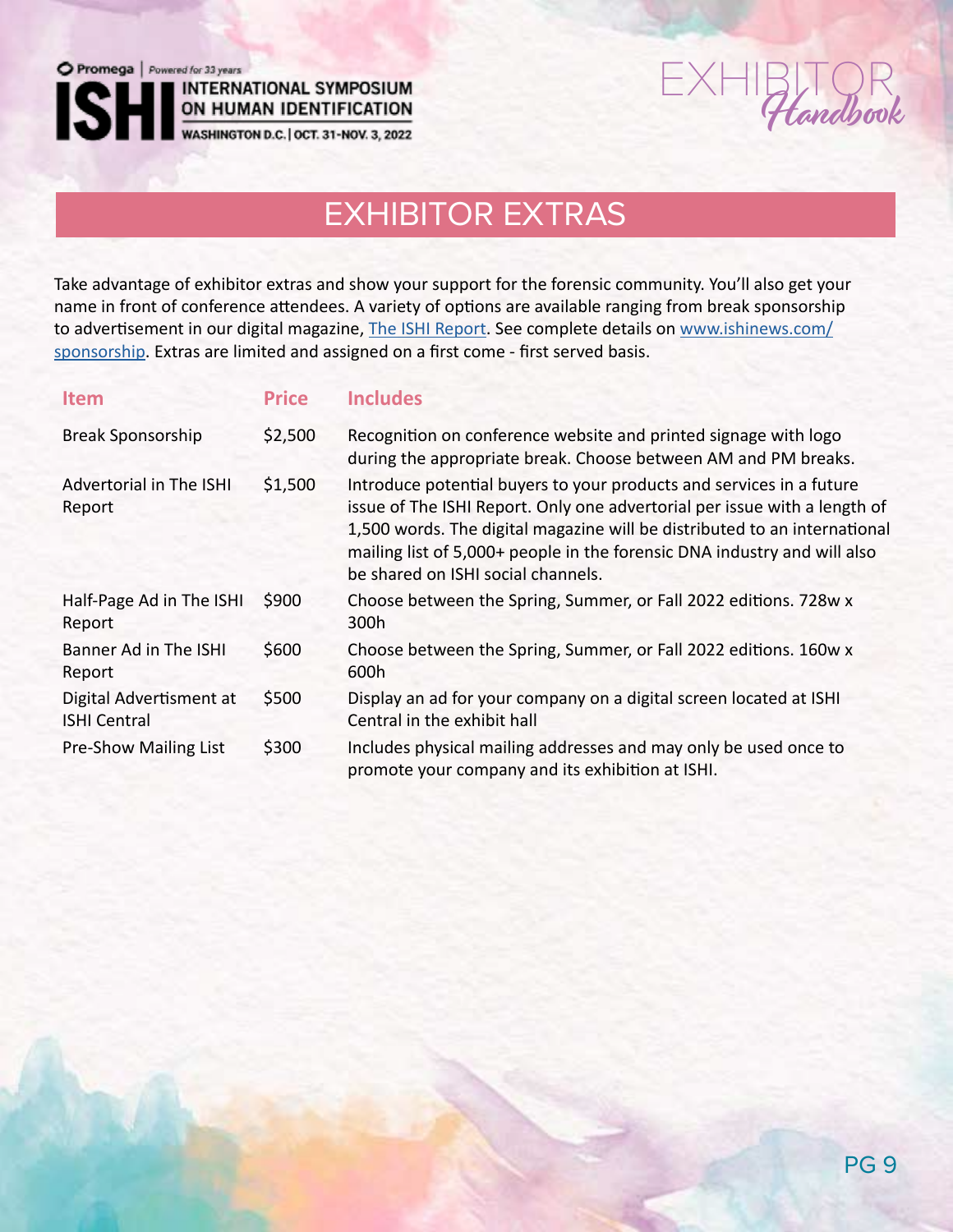# EXHIBITOR EXTRAS

Take advantage of exhibitor extras and show your support for the forensic community. You'll also get your name in front of conference attendees. A variety of options are available ranging from break sponsorship to advertisement in our digital magazine, The ISHI Report. See complete details on www.ishinews.com/sponsorship. Extras are limited and assigned on a first come - first served basis.

| Item | Price | Includes |
|---|---|---|
| Break Sponsorship | $2,500 | Recognition on conference website and printed signage with logo during the appropriate break. Choose between AM and PM breaks. |
| Advertorial in The ISHI Report | $1,500 | Introduce potential buyers to your products and services in a future issue of The ISHI Report. Only one advertorial per issue with a length of 1,500 words. The digital magazine will be distributed to an international mailing list of 5,000+ people in the forensic DNA industry and will also be shared on ISHI social channels. |
| Half-Page Ad in The ISHI Report | $900 | Choose between the Spring, Summer, or Fall 2022 editions. 728w x 300h |
| Banner Ad in The ISHI Report | $600 | Choose between the Spring, Summer, or Fall 2022 editions. 160w x 600h |
| Digital Advertisment at ISHI Central | $500 | Display an ad for your company on a digital screen located at ISHI Central in the exhibit hall |
| Pre-Show Mailing List | $300 | Includes physical mailing addresses and may only be used once to promote your company and its exhibition at ISHI. |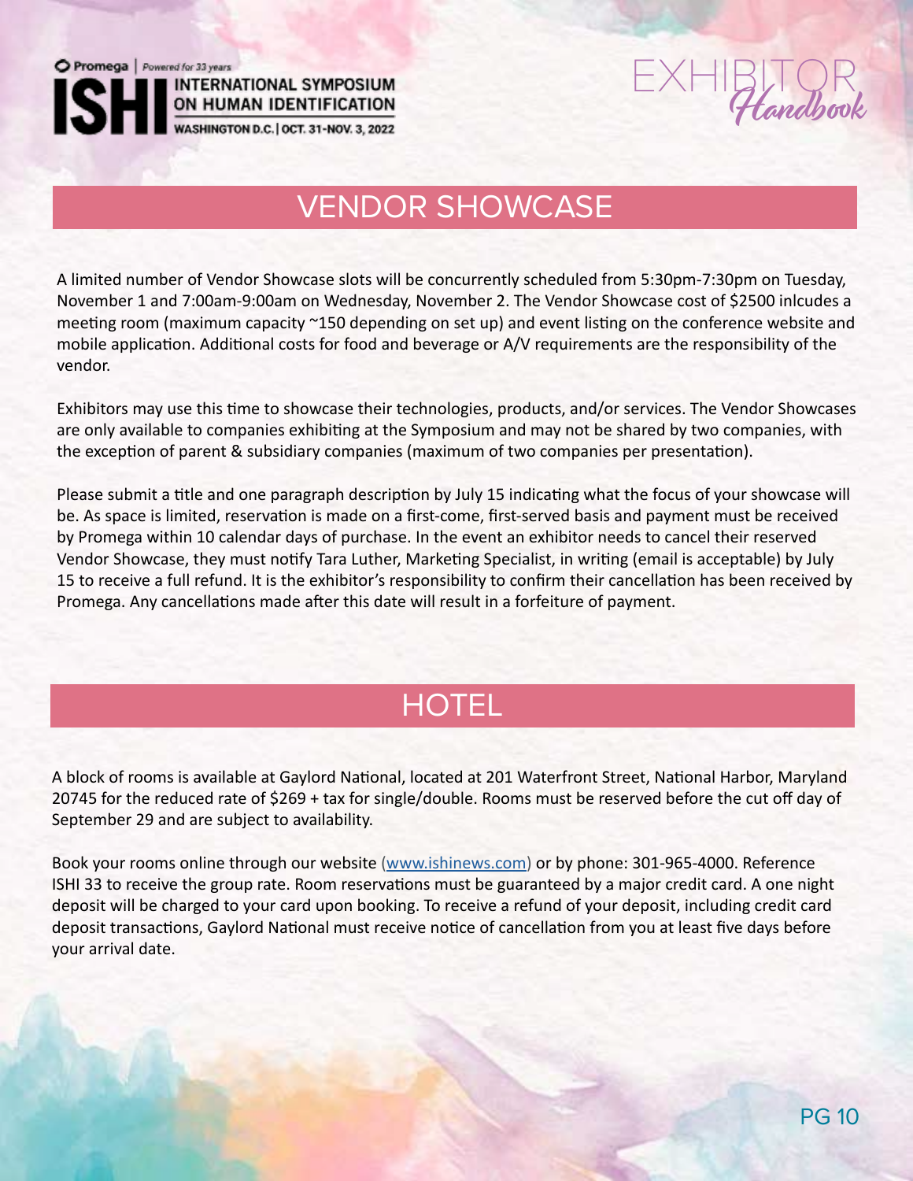## VENDOR SHOWCASE

A limited number of Vendor Showcase slots will be concurrently scheduled from 5:30pm-7:30pm on Tuesday, November 1 and 7:00am-9:00am on Wednesday, November 2. The Vendor Showcase cost of $2500 inlcudes a meeting room (maximum capacity ~150 depending on set up) and event listing on the conference website and mobile application. Additional costs for food and beverage or A/V requirements are the responsibility of the vendor.

Exhibitors may use this time to showcase their technologies, products, and/or services. The Vendor Showcases are only available to companies exhibiting at the Symposium and may not be shared by two companies, with the exception of parent & subsidiary companies (maximum of two companies per presentation).

Please submit a title and one paragraph description by July 15 indicating what the focus of your showcase will be. As space is limited, reservation is made on a first-come, first-served basis and payment must be received by Promega within 10 calendar days of purchase. In the event an exhibitor needs to cancel their reserved Vendor Showcase, they must notify Tara Luther, Marketing Specialist, in writing (email is acceptable) by July 15 to receive a full refund. It is the exhibitor's responsibility to confirm their cancellation has been received by Promega. Any cancellations made after this date will result in a forfeiture of payment.

## HOTEL

A block of rooms is available at Gaylord National, located at 201 Waterfront Street, National Harbor, Maryland 20745 for the reduced rate of $269 + tax for single/double. Rooms must be reserved before the cut off day of September 29 and are subject to availability.

Book your rooms online through our website (www.ishinews.com) or by phone: 301-965-4000. Reference ISHI 33 to receive the group rate. Room reservations must be guaranteed by a major credit card. A one night deposit will be charged to your card upon booking. To receive a refund of your deposit, including credit card deposit transactions, Gaylord National must receive notice of cancellation from you at least five days before your arrival date.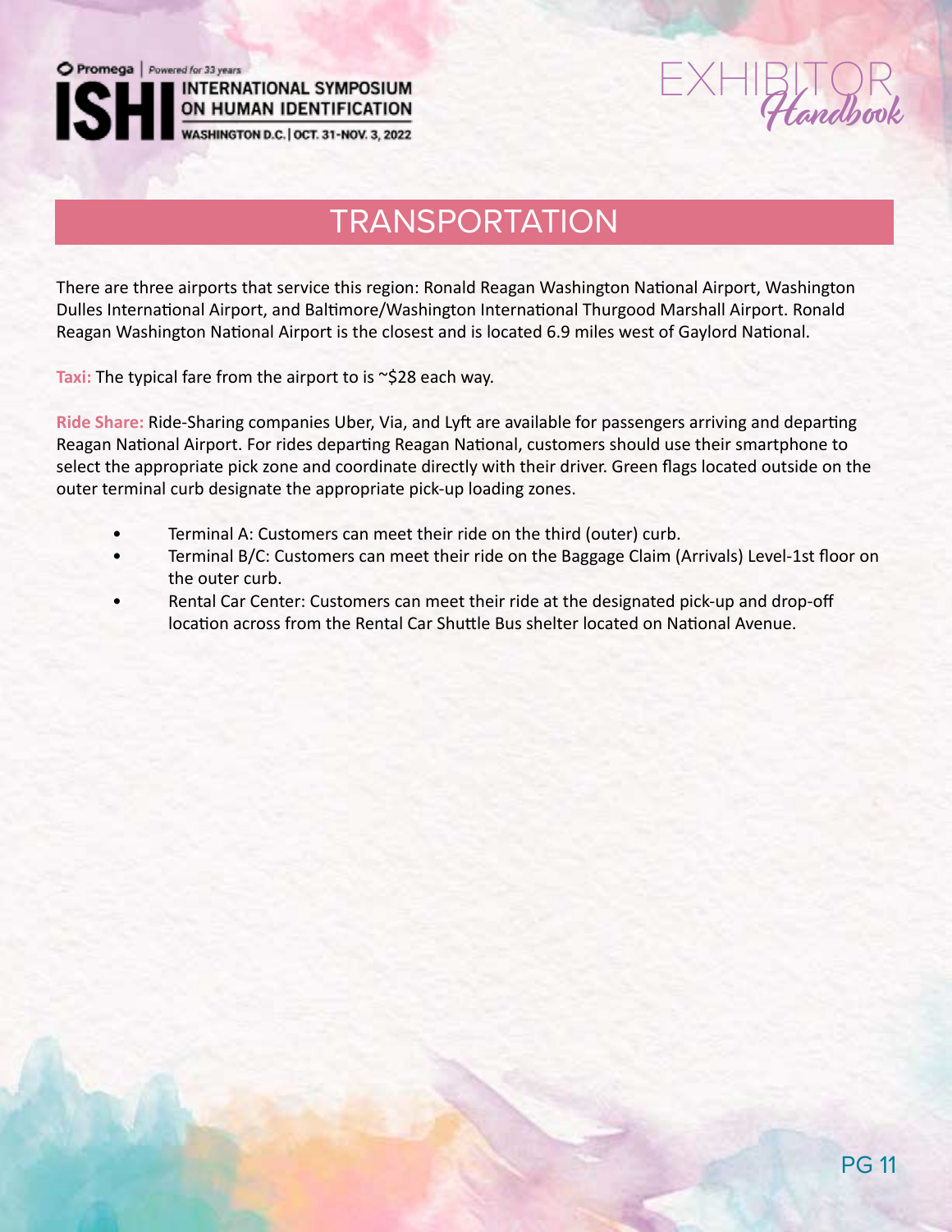## TRANSPORTATION

There are three airports that service this region: Ronald Reagan Washington National Airport, Washington Dulles International Airport, and Baltimore/Washington International Thurgood Marshall Airport. Ronald Reagan Washington National Airport is the closest and is located 6.9 miles west of Gaylord National.

**Taxi:** The typical fare from the airport to is ~$28 each way.

**Ride Share:** Ride-Sharing companies Uber, Via, and Lyft are available for passengers arriving and departing Reagan National Airport. For rides departing Reagan National, customers should use their smartphone to select the appropriate pick zone and coordinate directly with their driver. Green flags located outside on the outer terminal curb designate the appropriate pick-up loading zones.

- Terminal A: Customers can meet their ride on the third (outer) curb.
- Terminal B/C: Customers can meet their ride on the Baggage Claim (Arrivals) Level-1st floor on the outer curb.
- Rental Car Center: Customers can meet their ride at the designated pick-up and drop-off location across from the Rental Car Shuttle Bus shelter located on National Avenue.